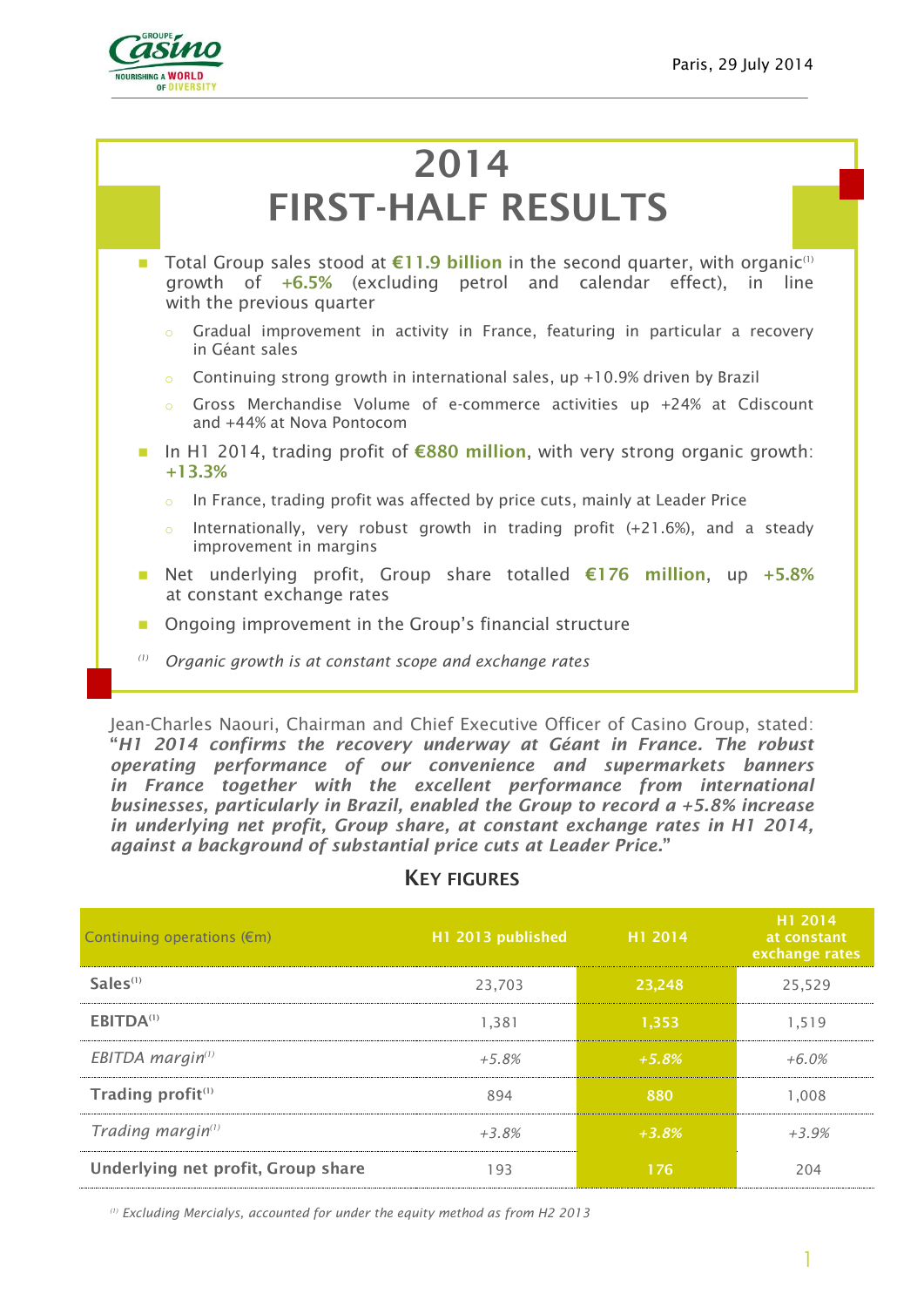Paris, 29 July 2014

# 2014 FIRST-HALF RESULTS

- Total Group sales stood at **€11.9 billion** in the second quarter, with organic[(1)] growth of **+6.5%** (excluding petrol and calendar effect), in line with the previous quarter
  - Gradual improvement in activity in France, featuring in particular a recovery in Géant sales
  - Continuing strong growth in international sales, up +10.9% driven by Brazil
  - Gross Merchandise Volume of e-commerce activities up +24% at Cdiscount and +44% at Nova Pontocom
- In H1 2014, trading profit of **€880 million**, with very strong organic growth: **+13.3%**
  - In France, trading profit was affected by price cuts, mainly at Leader Price
  - Internationally, very robust growth in trading profit (+21.6%), and a steady improvement in margins
- Net underlying profit, Group share totalled **€176 million**, up **+5.8%** at constant exchange rates
- Ongoing improvement in the Group's financial structure

*[(1)] Organic growth is at constant scope and exchange rates*

Jean-Charles Naouri, Chairman and Chief Executive Officer of Casino Group, stated: "***H1 2014 confirms the recovery underway at Géant in France. The robust operating performance of our convenience and supermarkets banners in France together with the excellent performance from international businesses, particularly in Brazil, enabled the Group to record a +5.8% increase in underlying net profit, Group share, at constant exchange rates in H1 2014, against a background of substantial price cuts at Leader Price.***"

## KEY FIGURES

| Continuing operations (€m) | H1 2013 published | H1 2014 | H1 2014 at constant exchange rates |
|---|---|---|---|
| **Sales**[(1)] | 23,703 | 23,248 | 25,529 |
| **EBITDA**[(1)] | 1,381 | 1,353 | 1,519 |
| *EBITDA margin*[(1)] | *+5.8%* | *+5.8%* | *+6.0%* |
| **Trading profit**[(1)] | 894 | 880 | 1,008 |
| *Trading margin*[(1)] | *+3.8%* | *+3.8%* | *+3.9%* |
| **Underlying net profit, Group share** | 193 | 176 | 204 |

*[(1)] Excluding Mercialys, accounted for under the equity method as from H2 2013*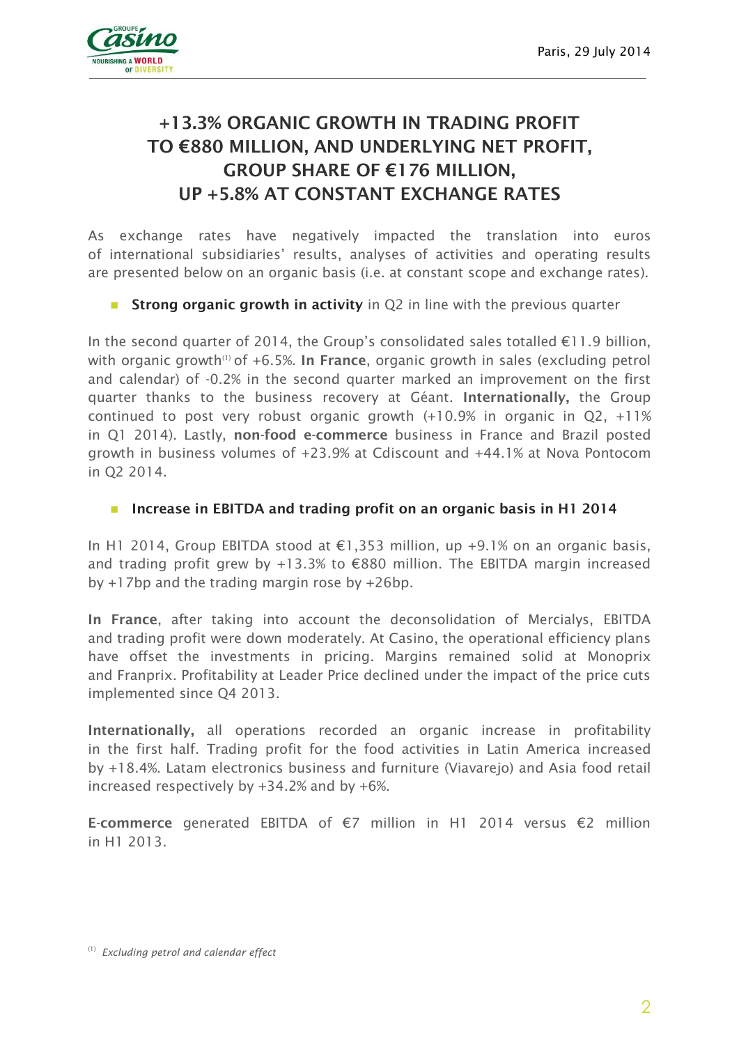Paris, 29 July 2014

# +13.3% ORGANIC GROWTH IN TRADING PROFIT TO €880 MILLION, AND UNDERLYING NET PROFIT, GROUP SHARE OF €176 MILLION, UP +5.8% AT CONSTANT EXCHANGE RATES

As exchange rates have negatively impacted the translation into euros of international subsidiaries' results, analyses of activities and operating results are presented below on an organic basis (i.e. at constant scope and exchange rates).

- **Strong organic growth in activity** in Q2 in line with the previous quarter

In the second quarter of 2014, the Group's consolidated sales totalled €11.9 billion, with organic growth[1] of +6.5%. **In France**, organic growth in sales (excluding petrol and calendar) of -0.2% in the second quarter marked an improvement on the first quarter thanks to the business recovery at Géant. **Internationally,** the Group continued to post very robust organic growth (+10.9% in organic in Q2, +11% in Q1 2014). Lastly, **non-food e-commerce** business in France and Brazil posted growth in business volumes of +23.9% at Cdiscount and +44.1% at Nova Pontocom in Q2 2014.

- **Increase in EBITDA and trading profit on an organic basis in H1 2014**

In H1 2014, Group EBITDA stood at €1,353 million, up +9.1% on an organic basis, and trading profit grew by +13.3% to €880 million. The EBITDA margin increased by +17bp and the trading margin rose by +26bp.

**In France**, after taking into account the deconsolidation of Mercialys, EBITDA and trading profit were down moderately. At Casino, the operational efficiency plans have offset the investments in pricing. Margins remained solid at Monoprix and Franprix. Profitability at Leader Price declined under the impact of the price cuts implemented since Q4 2013.

**Internationally,** all operations recorded an organic increase in profitability in the first half. Trading profit for the food activities in Latin America increased by +18.4%. Latam electronics business and furniture (Viavarejo) and Asia food retail increased respectively by +34.2% and by +6%.

**E-commerce** generated EBITDA of €7 million in H1 2014 versus €2 million in H1 2013.

[1] *Excluding petrol and calendar effect*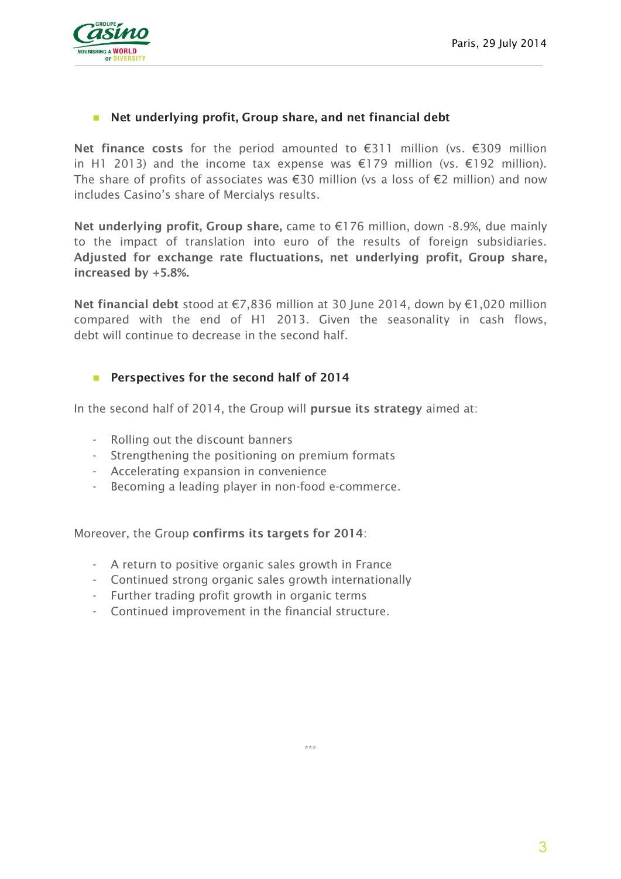## Net underlying profit, Group share, and net financial debt

**Net finance costs** for the period amounted to €311 million (vs. €309 million in H1 2013) and the income tax expense was €179 million (vs. €192 million). The share of profits of associates was €30 million (vs a loss of €2 million) and now includes Casino's share of Mercialys results.

**Net underlying profit, Group share,** came to €176 million, down -8.9%, due mainly to the impact of translation into euro of the results of foreign subsidiaries. **Adjusted for exchange rate fluctuations, net underlying profit, Group share, increased by +5.8%.**

**Net financial debt** stood at €7,836 million at 30 June 2014, down by €1,020 million compared with the end of H1 2013. Given the seasonality in cash flows, debt will continue to decrease in the second half.

## Perspectives for the second half of 2014

In the second half of 2014, the Group will **pursue its strategy** aimed at:

- Rolling out the discount banners
- Strengthening the positioning on premium formats
- Accelerating expansion in convenience
- Becoming a leading player in non-food e-commerce.

Moreover, the Group **confirms its targets for 2014**:

- A return to positive organic sales growth in France
- Continued strong organic sales growth internationally
- Further trading profit growth in organic terms
- Continued improvement in the financial structure.

***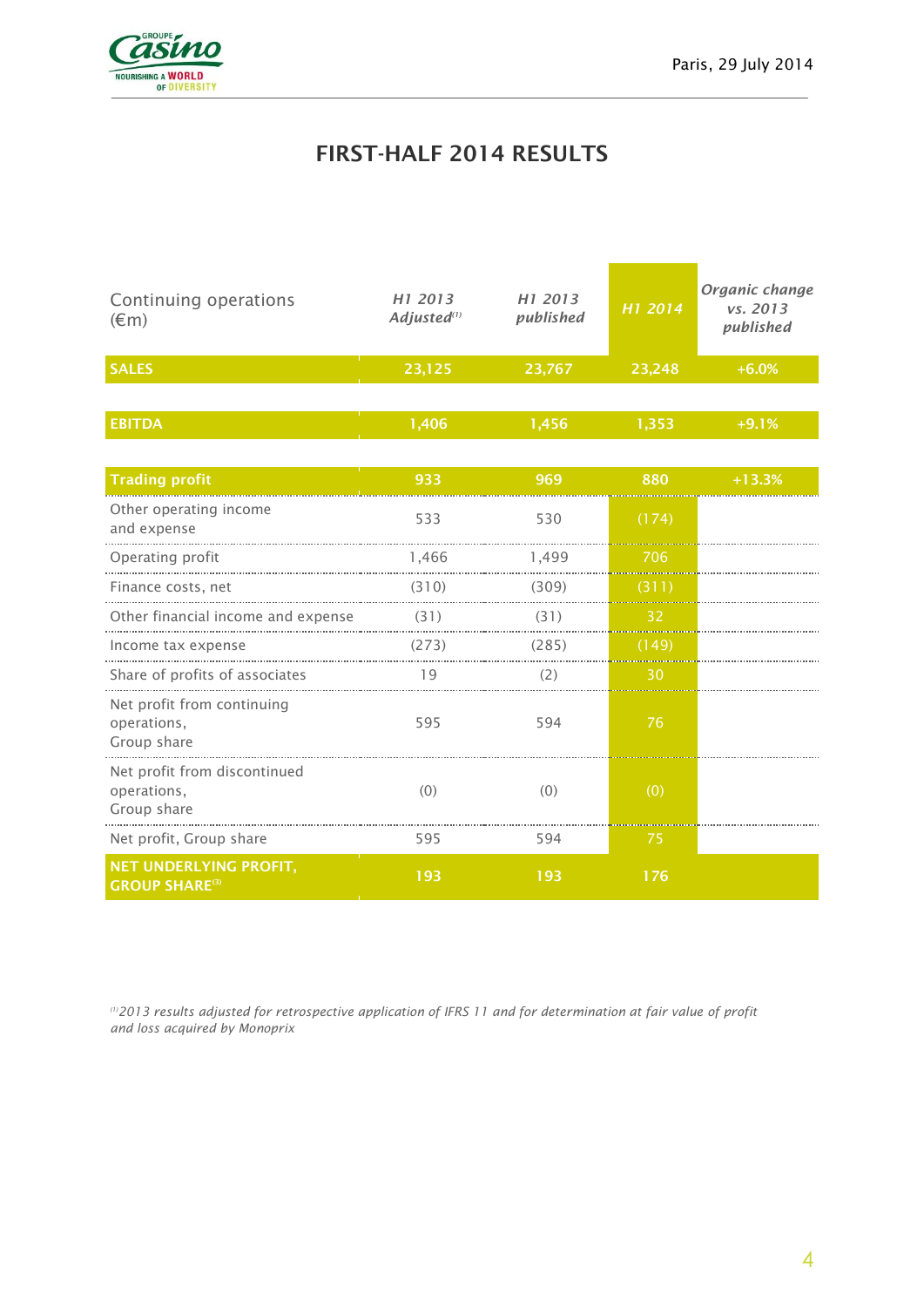# FIRST-HALF 2014 RESULTS

| Continuing operations (€m) | *H1 2013 Adjusted*[1] | *H1 2013 published* | *H1 2014* | *Organic change vs. 2013 published* |
|---|---|---|---|---|
| **SALES** | **23,125** | **23,767** | **23,248** | **+6.0%** |
| **EBITDA** | **1,406** | **1,456** | **1,353** | **+9.1%** |
| **Trading profit** | **933** | **969** | **880** | **+13.3%** |
| Other operating income and expense | 533 | 530 | (174) | |
| Operating profit | 1,466 | 1,499 | 706 | |
| Finance costs, net | (310) | (309) | (311) | |
| Other financial income and expense | (31) | (31) | 32 | |
| Income tax expense | (273) | (285) | (149) | |
| Share of profits of associates | 19 | (2) | 30 | |
| Net profit from continuing operations, Group share | 595 | 594 | 76 | |
| Net profit from discontinued operations, Group share | (0) | (0) | (0) | |
| Net profit, Group share | 595 | 594 | 75 | |
| **NET UNDERLYING PROFIT, GROUP SHARE**[3] | **193** | **193** | **176** | |

*[1] 2013 results adjusted for retrospective application of IFRS 11 and for determination at fair value of profit and loss acquired by Monoprix*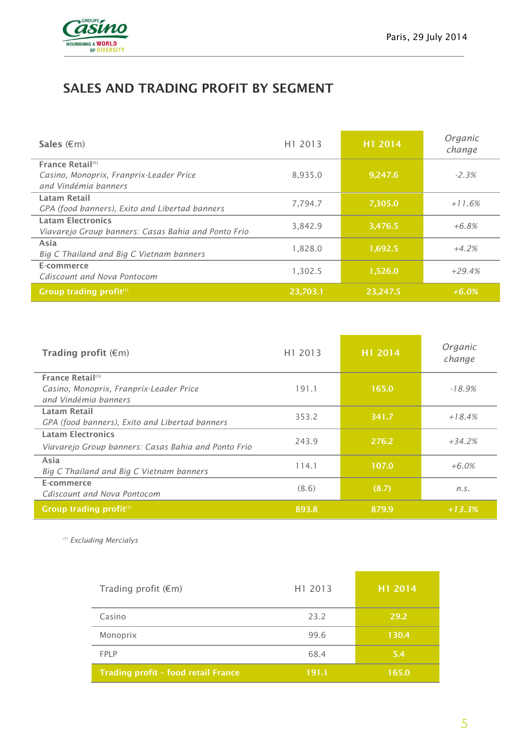## SALES AND TRADING PROFIT BY SEGMENT

| Sales (€m) | H1 2013 | H1 2014 | Organic change |
|---|---|---|---|
| **France Retail**[1] *Casino, Monoprix, Franprix-Leader Price and Vindémia banners* | 8,935.0 | 9,247.6 | *-2.3%* |
| **Latam Retail** *GPA (food banners), Exito and Libertad banners* | 7,794.7 | 7,305.0 | *+11.6%* |
| **Latam Electronics** *Viavarejo Group banners: Casas Bahia and Ponto Frio* | 3,842.9 | 3,476.5 | *+6.8%* |
| **Asia** *Big C Thailand and Big C Vietnam banners* | 1,828.0 | 1,692.5 | *+4.2%* |
| **E-commerce** *Cdiscount and Nova Pontocom* | 1,302.5 | 1,526.0 | *+29.4%* |
| **Group trading profit**[1] | **23,703.1** | **23,247.5** | ***+6.0%*** |

| Trading profit (€m) | H1 2013 | H1 2014 | Organic change |
|---|---|---|---|
| **France Retail**[1] *Casino, Monoprix, Franprix-Leader Price and Vindémia banners* | 191.1 | 165.0 | *-18.9%* |
| **Latam Retail** *GPA (food banners), Exito and Libertad banners* | 353.2 | 341.7 | *+18.4%* |
| **Latam Electronics** *Viavarejo Group banners: Casas Bahia and Ponto Frio* | 243.9 | 276.2 | *+34.2%* |
| **Asia** *Big C Thailand and Big C Vietnam banners* | 114.1 | 107.0 | *+6.0%* |
| **E-commerce** *Cdiscount and Nova Pontocom* | (8.6) | (8.7) | *n.s.* |
| **Group trading profit**[1] | **893.8** | **879.9** | ***+13.3%*** |

[1] *Excluding Mercialys*

| Trading profit (€m) | H1 2013 | H1 2014 |
|---|---|---|
| Casino | 23.2 | 29.2 |
| Monoprix | 99.6 | 130.4 |
| FPLP | 68.4 | 5.4 |
| **Trading profit – food retail France** | **191.1** | **165.0** |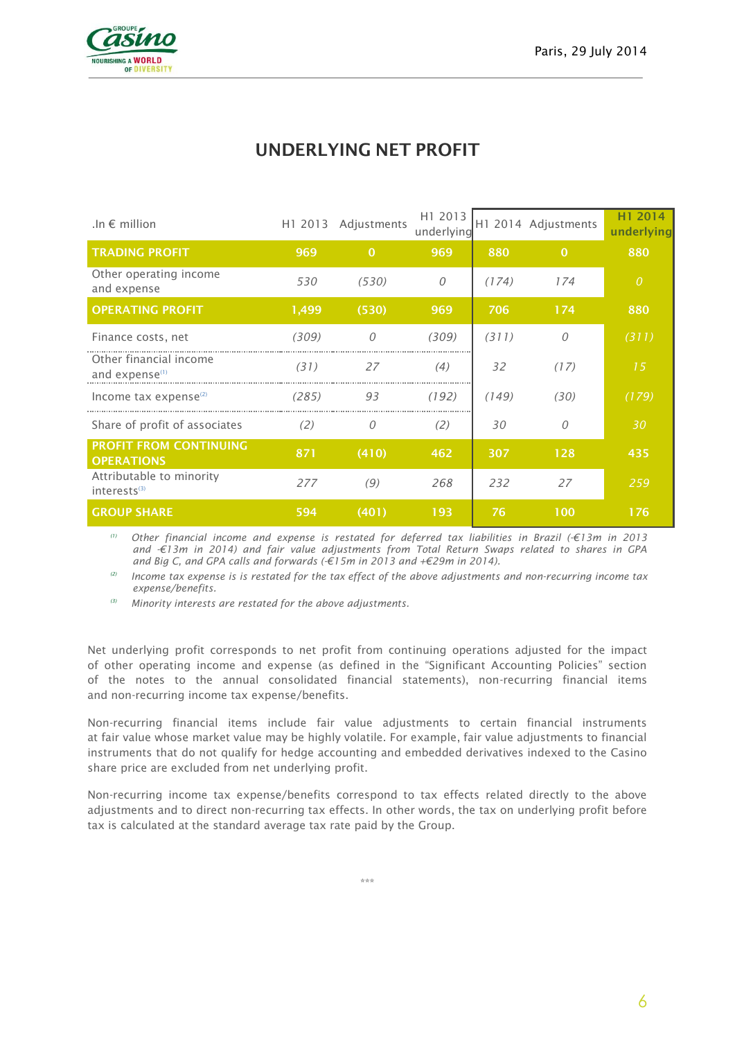# UNDERLYING NET PROFIT

| .In € million | H1 2013 | Adjustments | H1 2013 underlying | H1 2014 | Adjustments | H1 2014 underlying |
|---|---|---|---|---|---|---|
| **TRADING PROFIT** | **969** | **0** | **969** | **880** | **0** | **880** |
| Other operating income and expense | *530* | *(530)* | *0* | *(174)* | *174* | *0* |
| **OPERATING PROFIT** | **1,499** | **(530)** | **969** | **706** | **174** | **880** |
| Finance costs, net | *(309)* | *0* | *(309)* | *(311)* | *0* | *(311)* |
| Other financial income and expense[1] | *(31)* | *27* | *(4)* | *32* | *(17)* | *15* |
| Income tax expense[2] | *(285)* | *93* | *(192)* | *(149)* | *(30)* | *(179)* |
| Share of profit of associates | *(2)* | *0* | *(2)* | *30* | *0* | *30* |
| **PROFIT FROM CONTINUING OPERATIONS** | **871** | **(410)** | **462** | **307** | **128** | **435** |
| Attributable to minority interests[3] | *277* | *(9)* | *268* | *232* | *27* | *259* |
| **GROUP SHARE** | **594** | **(401)** | **193** | **76** | **100** | **176** |

*[1] Other financial income and expense is restated for deferred tax liabilities in Brazil (-€13m in 2013 and -€13m in 2014) and fair value adjustments from Total Return Swaps related to shares in GPA and Big C, and GPA calls and forwards (-€15m in 2013 and +€29m in 2014).*

*[2] Income tax expense is is restated for the tax effect of the above adjustments and non-recurring income tax expense/benefits.*

*[3] Minority interests are restated for the above adjustments.*

Net underlying profit corresponds to net profit from continuing operations adjusted for the impact of other operating income and expense (as defined in the "Significant Accounting Policies" section of the notes to the annual consolidated financial statements), non-recurring financial items and non-recurring income tax expense/benefits.

Non-recurring financial items include fair value adjustments to certain financial instruments at fair value whose market value may be highly volatile. For example, fair value adjustments to financial instruments that do not qualify for hedge accounting and embedded derivatives indexed to the Casino share price are excluded from net underlying profit.

Non-recurring income tax expense/benefits correspond to tax effects related directly to the above adjustments and to direct non-recurring tax effects. In other words, the tax on underlying profit before tax is calculated at the standard average tax rate paid by the Group.

\*\*\*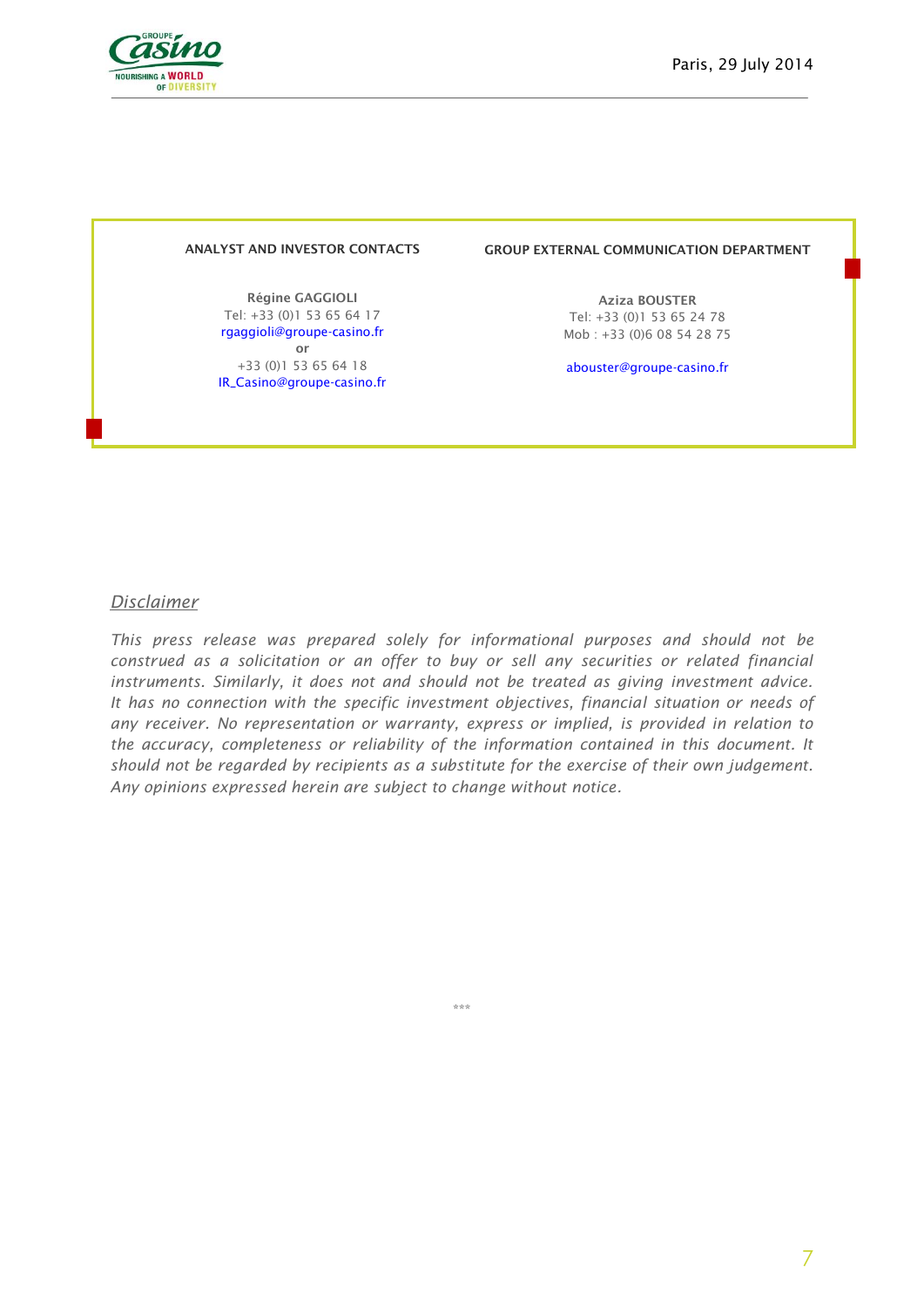Paris, 29 July 2014

| ANALYST AND INVESTOR CONTACTS | GROUP EXTERNAL COMMUNICATION DEPARTMENT |
| --- | --- |
| **Régine GAGGIOLI**<br>Tel: +33 (0)1 53 65 64 17<br>rgaggioli@groupe-casino.fr<br>**or**<br>+33 (0)1 53 65 64 18<br>IR_Casino@groupe-casino.fr | **Aziza BOUSTER**<br>Tel: +33 (0)1 53 65 24 78<br>Mob : +33 (0)6 08 54 28 75<br><br>abouster@groupe-casino.fr |

## *Disclaimer*

*This press release was prepared solely for informational purposes and should not be construed as a solicitation or an offer to buy or sell any securities or related financial instruments. Similarly, it does not and should not be treated as giving investment advice. It has no connection with the specific investment objectives, financial situation or needs of any receiver. No representation or warranty, express or implied, is provided in relation to the accuracy, completeness or reliability of the information contained in this document. It should not be regarded by recipients as a substitute for the exercise of their own judgement. Any opinions expressed herein are subject to change without notice.*

***